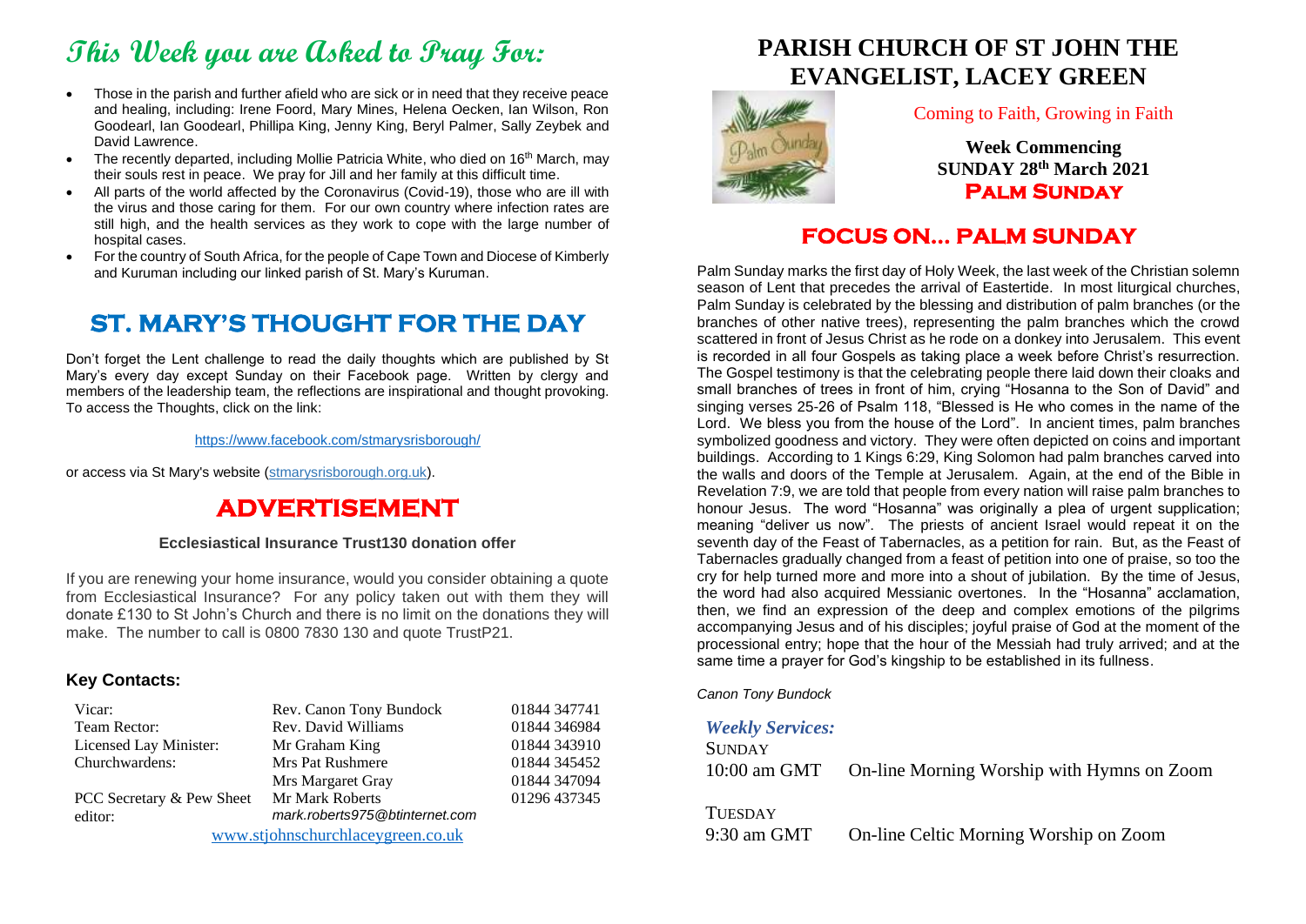# This Week you are Asked to Pray For:

- Those in the parish and further afield who are sick or in need that they receive peace and healing, including: Irene Foord, Mary Mines, Helena Oecken, Ian Wilson, Ron Goodearl, Ian Goodearl, Phillipa King, Jenny King, Beryl Palmer, Sally Zeybek and David Lawrence.
- The recently departed, including Mollie Patricia White, who died on 16th March, may their souls rest in peace. We pray for Jill and her family at this difficult time.
- All parts of the world affected by the Coronavirus (Covid-19), those who are ill with the virus and those caring for them. For our own country where infection rates are still high, and the health services as they work to cope with the large number of hospital cases.
- For the country of South Africa, for the people of Cape Town and Diocese of Kimberly and Kuruman including our linked parish of St. Mary's Kuruman.

## ST. MARY'S THOUGHT FOR THE DAY

Don't forget the Lent challenge to read the daily thoughts which are published by St Mary's every day except Sunday on their Facebook page. Written by clergy and members of the leadership team, the reflections are inspirational and thought provoking. To access the Thoughts, click on the link:

https://www.facebook.com/stmarysrisborough/

or access via St Mary's website (stmarysrisborough.org.uk).

## ADVERTISEMENT

**Ecclesiastical Insurance Trust130 donation offer**

If you are renewing your home insurance, would you consider obtaining a quote from Ecclesiastical Insurance? For any policy taken out with them they will donate £130 to St John's Church and there is no limit on the donations they will make. The number to call is 0800 7830 130 and quote TrustP21.

### Key Contacts:

| | | |
|---|---|---|
| Vicar: | Rev. Canon Tony Bundock | 01844 347741 |
| Team Rector: | Rev. David Williams | 01844 346984 |
| Licensed Lay Minister: | Mr Graham King | 01844 343910 |
| Churchwardens: | Mrs Pat Rushmere | 01844 345452 |
| | Mrs Margaret Gray | 01844 347094 |
| PCC Secretary & Pew Sheet editor: | Mr Mark Roberts *mark.roberts975@btinternet.com* | 01296 437345 |

www.stjohnschurchlaceygreen.co.uk

# PARISH CHURCH OF ST JOHN THE EVANGELIST, LACEY GREEN

Coming to Faith, Growing in Faith

**Week Commencing SUNDAY 28th March 2021**
**Palm Sunday**

## FOCUS ON... PALM SUNDAY

Palm Sunday marks the first day of Holy Week, the last week of the Christian solemn season of Lent that precedes the arrival of Eastertide. In most liturgical churches, Palm Sunday is celebrated by the blessing and distribution of palm branches (or the branches of other native trees), representing the palm branches which the crowd scattered in front of Jesus Christ as he rode on a donkey into Jerusalem. This event is recorded in all four Gospels as taking place a week before Christ's resurrection. The Gospel testimony is that the celebrating people there laid down their cloaks and small branches of trees in front of him, crying "Hosanna to the Son of David" and singing verses 25-26 of Psalm 118, "Blessed is He who comes in the name of the Lord. We bless you from the house of the Lord". In ancient times, palm branches symbolized goodness and victory. They were often depicted on coins and important buildings. According to 1 Kings 6:29, King Solomon had palm branches carved into the walls and doors of the Temple at Jerusalem. Again, at the end of the Bible in Revelation 7:9, we are told that people from every nation will raise palm branches to honour Jesus. The word "Hosanna" was originally a plea of urgent supplication; meaning "deliver us now". The priests of ancient Israel would repeat it on the seventh day of the Feast of Tabernacles, as a petition for rain. But, as the Feast of Tabernacles gradually changed from a feast of petition into one of praise, so too the cry for help turned more and more into a shout of jubilation. By the time of Jesus, the word had also acquired Messianic overtones. In the "Hosanna" acclamation, then, we find an expression of the deep and complex emotions of the pilgrims accompanying Jesus and of his disciples; joyful praise of God at the moment of the processional entry; hope that the hour of the Messiah had truly arrived; and at the same time a prayer for God's kingship to be established in its fullness.

*Canon Tony Bundock*

### *Weekly Services:*

SUNDAY
10:00 am GMT — On-line Morning Worship with Hymns on Zoom

TUESDAY
9:30 am GMT — On-line Celtic Morning Worship on Zoom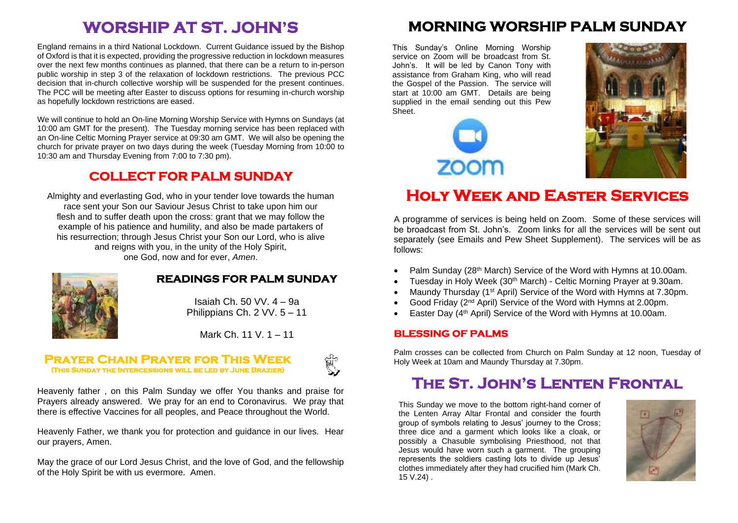# WORSHIP AT ST. JOHN'S

England remains in a third National Lockdown. Current Guidance issued by the Bishop of Oxford is that it is expected, providing the progressive reduction in lockdown measures over the next few months continues as planned, that there can be a return to in-person public worship in step 3 of the relaxation of lockdown restrictions. The previous PCC decision that in-church collective worship will be suspended for the present continues. The PCC will be meeting after Easter to discuss options for resuming in-church worship as hopefully lockdown restrictions are eased.

We will continue to hold an On-line Morning Worship Service with Hymns on Sundays (at 10:00 am GMT for the present). The Tuesday morning service has been replaced with an On-line Celtic Morning Prayer service at 09:30 am GMT. We will also be opening the church for private prayer on two days during the week (Tuesday Morning from 10:00 to 10:30 am and Thursday Evening from 7:00 to 7:30 pm).

## COLLECT FOR PALM SUNDAY

Almighty and everlasting God, who in your tender love towards the human race sent your Son our Saviour Jesus Christ to take upon him our flesh and to suffer death upon the cross: grant that we may follow the example of his patience and humility, and also be made partakers of his resurrection; through Jesus Christ your Son our Lord, who is alive and reigns with you, in the unity of the Holy Spirit, one God, now and for ever, *Amen*.

### READINGS FOR PALM SUNDAY

Isaiah Ch. 50 VV. 4 – 9a
Philippians Ch. 2 VV. 5 – 11

Mark Ch. 11 V. 1 – 11

### PRAYER CHAIN PRAYER FOR THIS WEEK

**(THIS SUNDAY THE INTERCESSIONS WILL BE LED BY JUNE BRAZIER)**

Heavenly father , on this Palm Sunday we offer You thanks and praise for Prayers already answered. We pray for an end to Coronavirus. We pray that there is effective Vaccines for all peoples, and Peace throughout the World.

Heavenly Father, we thank you for protection and guidance in our lives. Hear our prayers, Amen.

May the grace of our Lord Jesus Christ, and the love of God, and the fellowship of the Holy Spirit be with us evermore. Amen.

# MORNING WORSHIP PALM SUNDAY

This Sunday's Online Morning Worship service on Zoom will be broadcast from St. John's. It will be led by Canon Tony with assistance from Graham King, who will read the Gospel of the Passion. The service will start at 10:00 am GMT. Details are being supplied in the email sending out this Pew Sheet.

zoom

# HOLY WEEK AND EASTER SERVICES

A programme of services is being held on Zoom. Some of these services will be broadcast from St. John's. Zoom links for all the services will be sent out separately (see Emails and Pew Sheet Supplement). The services will be as follows:

- Palm Sunday (28th March) Service of the Word with Hymns at 10.00am.
- Tuesday in Holy Week (30th March) - Celtic Morning Prayer at 9.30am.
- Maundy Thursday (1st April) Service of the Word with Hymns at 7.30pm.
- Good Friday (2nd April) Service of the Word with Hymns at 2.00pm.
- Easter Day (4th April) Service of the Word with Hymns at 10.00am.

### BLESSING OF PALMS

Palm crosses can be collected from Church on Palm Sunday at 12 noon, Tuesday of Holy Week at 10am and Maundy Thursday at 7.30pm.

# THE ST. JOHN'S LENTEN FRONTAL

This Sunday we move to the bottom right-hand corner of the Lenten Array Altar Frontal and consider the fourth group of symbols relating to Jesus' journey to the Cross; three dice and a garment which looks like a cloak, or possibly a Chasuble symbolising Priesthood, not that Jesus would have worn such a garment. The grouping represents the soldiers casting lots to divide up Jesus' clothes immediately after they had crucified him (Mark Ch. 15 V.24) .